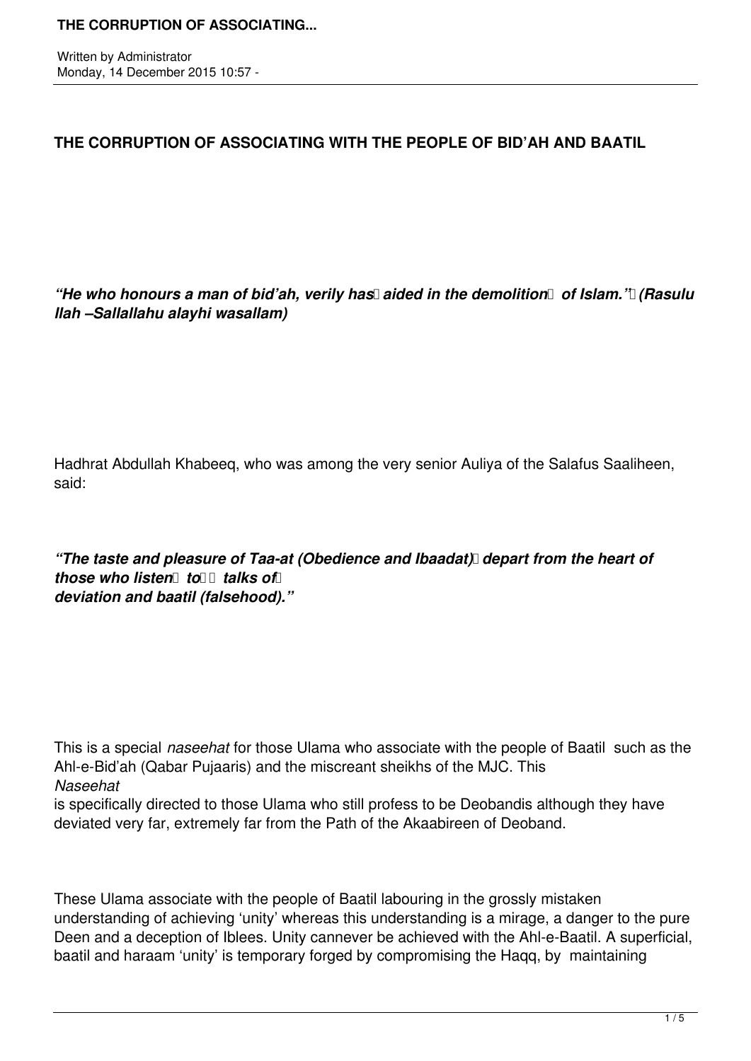Written by Administrator
Monday, 14 December 2015 10:57 -

## THE CORRUPTION OF ASSOCIATING WITH THE PEOPLE OF BID'AH AND BAATIL

***"He who honours a man of bid'ah, verily has aided in the demolition of Islam." (Rasulu llah –Sallallahu alayhi wasallam)***

Hadhrat Abdullah Khabeeq, who was among the very senior Auliya of the Salafus Saaliheen, said:

***"The taste and pleasure of Taa-at (Obedience and Ibaadat) depart from the heart of those who listen to talks of deviation and baatil (falsehood)."***

This is a special *naseehat* for those Ulama who associate with the people of Baatil such as the Ahl-e-Bid'ah (Qabar Pujaaris) and the miscreant sheikhs of the MJC. This *Naseehat* is specifically directed to those Ulama who still profess to be Deobandis although they have deviated very far, extremely far from the Path of the Akaabireen of Deoband.

These Ulama associate with the people of Baatil labouring in the grossly mistaken understanding of achieving 'unity' whereas this understanding is a mirage, a danger to the pure Deen and a deception of Iblees. Unity cannever be achieved with the Ahl-e-Baatil. A superficial, baatil and haraam 'unity' is temporary forged by compromising the Haqq, by maintaining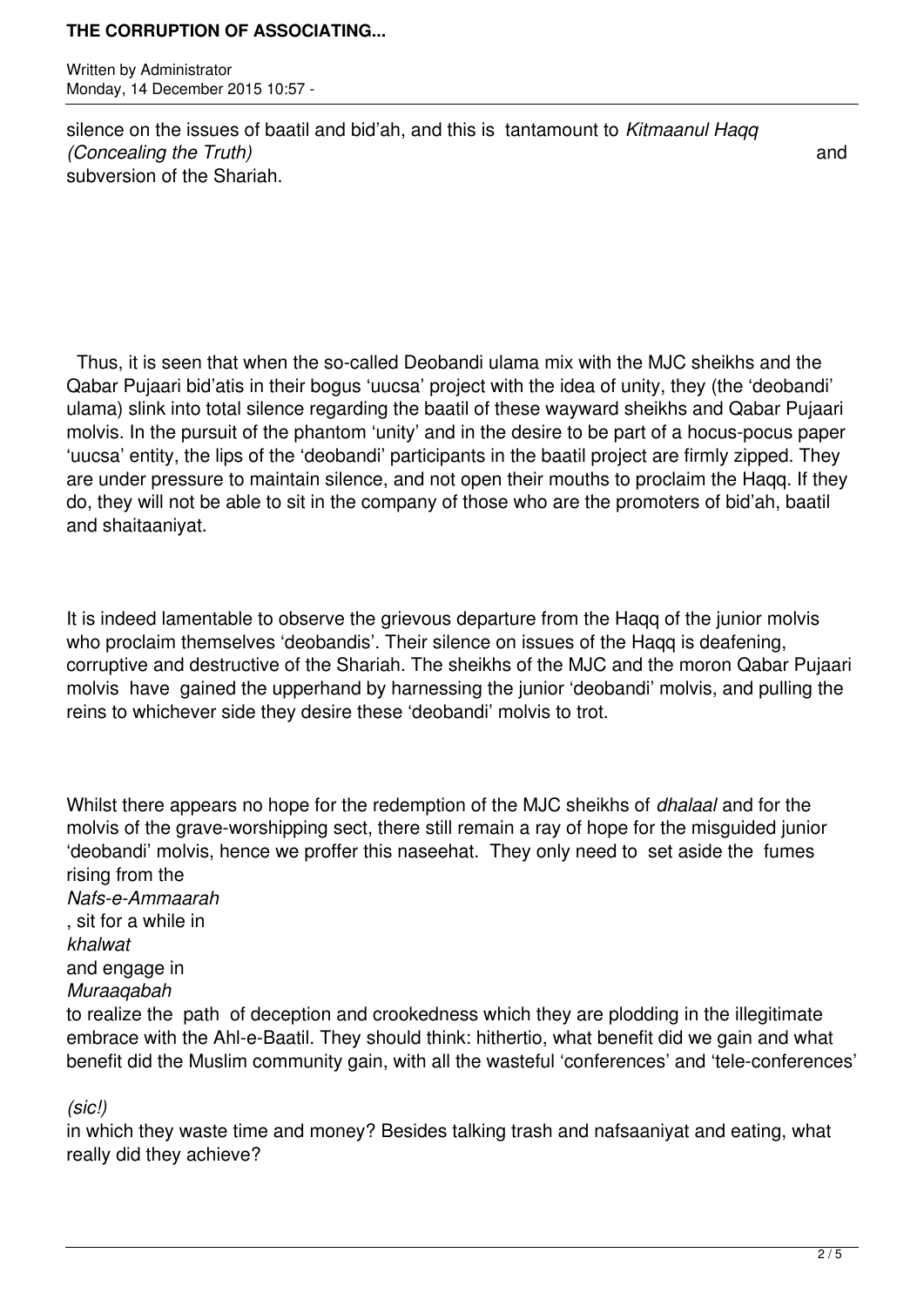silence on the issues of baatil and bid'ah, and this is tantamount to *Kitmaanul Haqq (Concealing the Truth)* and subversion of the Shariah.

Thus, it is seen that when the so-called Deobandi ulama mix with the MJC sheikhs and the Qabar Pujaari bid'atis in their bogus 'uucsa' project with the idea of unity, they (the 'deobandi' ulama) slink into total silence regarding the baatil of these wayward sheikhs and Qabar Pujaari molvis. In the pursuit of the phantom 'unity' and in the desire to be part of a hocus-pocus paper 'uucsa' entity, the lips of the 'deobandi' participants in the baatil project are firmly zipped. They are under pressure to maintain silence, and not open their mouths to proclaim the Haqq. If they do, they will not be able to sit in the company of those who are the promoters of bid'ah, baatil and shaitaaniyat.

It is indeed lamentable to observe the grievous departure from the Haqq of the junior molvis who proclaim themselves 'deobandis'. Their silence on issues of the Haqq is deafening, corruptive and destructive of the Shariah. The sheikhs of the MJC and the moron Qabar Pujaari molvis have gained the upperhand by harnessing the junior 'deobandi' molvis, and pulling the reins to whichever side they desire these 'deobandi' molvis to trot.

Whilst there appears no hope for the redemption of the MJC sheikhs of *dhalaal* and for the molvis of the grave-worshipping sect, there still remain a ray of hope for the misguided junior 'deobandi' molvis, hence we proffer this naseehat. They only need to set aside the fumes rising from the *Nafs-e-Ammaarah*, sit for a while in *khalwat* and engage in *Muraaqabah* to realize the path of deception and crookedness which they are plodding in the illegitimate embrace with the Ahl-e-Baatil. They should think: hithertio, what benefit did we gain and what benefit did the Muslim community gain, with all the wasteful 'conferences' and 'tele-conferences' *(sic!)* in which they waste time and money? Besides talking trash and nafsaaniyat and eating, what really did they achieve?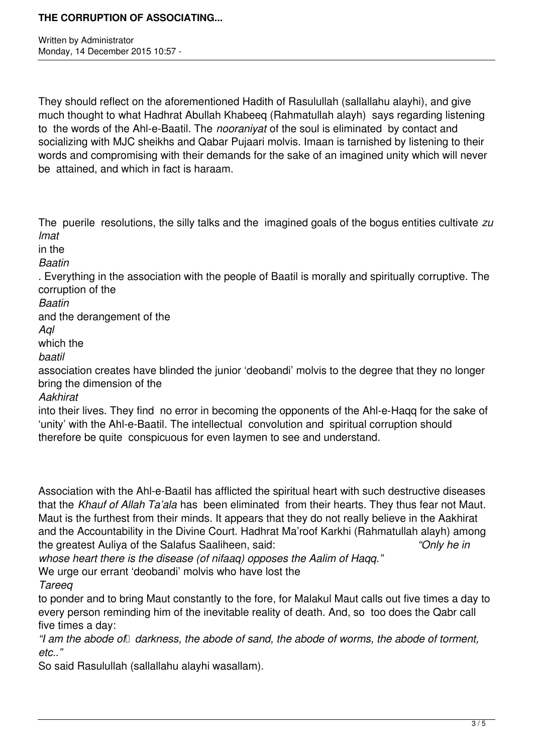They should reflect on the aforementioned Hadith of Rasulullah (sallallahu alayhi), and give much thought to what Hadhrat Abullah Khabeeq (Rahmatullah alayh) says regarding listening to the words of the Ahl-e-Baatil. The *nooraniyat* of the soul is eliminated by contact and socializing with MJC sheikhs and Qabar Pujaari molvis. Imaan is tarnished by listening to their words and compromising with their demands for the sake of an imagined unity which will never be attained, and which in fact is haraam.

The puerile resolutions, the silly talks and the imagined goals of the bogus entities cultivate *zu lmat* in the *Baatin*. Everything in the association with the people of Baatil is morally and spiritually corruptive. The corruption of the *Baatin* and the derangement of the *Aql* which the *baatil* association creates have blinded the junior 'deobandi' molvis to the degree that they no longer bring the dimension of the *Aakhirat* into their lives. They find no error in becoming the opponents of the Ahl-e-Haqq for the sake of 'unity' with the Ahl-e-Baatil. The intellectual convolution and spiritual corruption should therefore be quite conspicuous for even laymen to see and understand.

Association with the Ahl-e-Baatil has afflicted the spiritual heart with such destructive diseases that the *Khauf of Allah Ta'ala* has been eliminated from their hearts. They thus fear not Maut. Maut is the furthest from their minds. It appears that they do not really believe in the Aakhirat and the Accountability in the Divine Court. Hadhrat Ma'roof Karkhi (Rahmatullah alayh) among the greatest Auliya of the Salafus Saaliheen, said: *"Only he in whose heart there is the disease (of nifaaq) opposes the Aalim of Haqq."*

We urge our errant 'deobandi' molvis who have lost the *Tareeq* to ponder and to bring Maut constantly to the fore, for Malakul Maut calls out five times a day to every person reminding him of the inevitable reality of death. And, so too does the Qabr call five times a day:

*"I am the abode of darkness, the abode of sand, the abode of worms, the abode of torment, etc.."*

So said Rasulullah (sallallahu alayhi wasallam).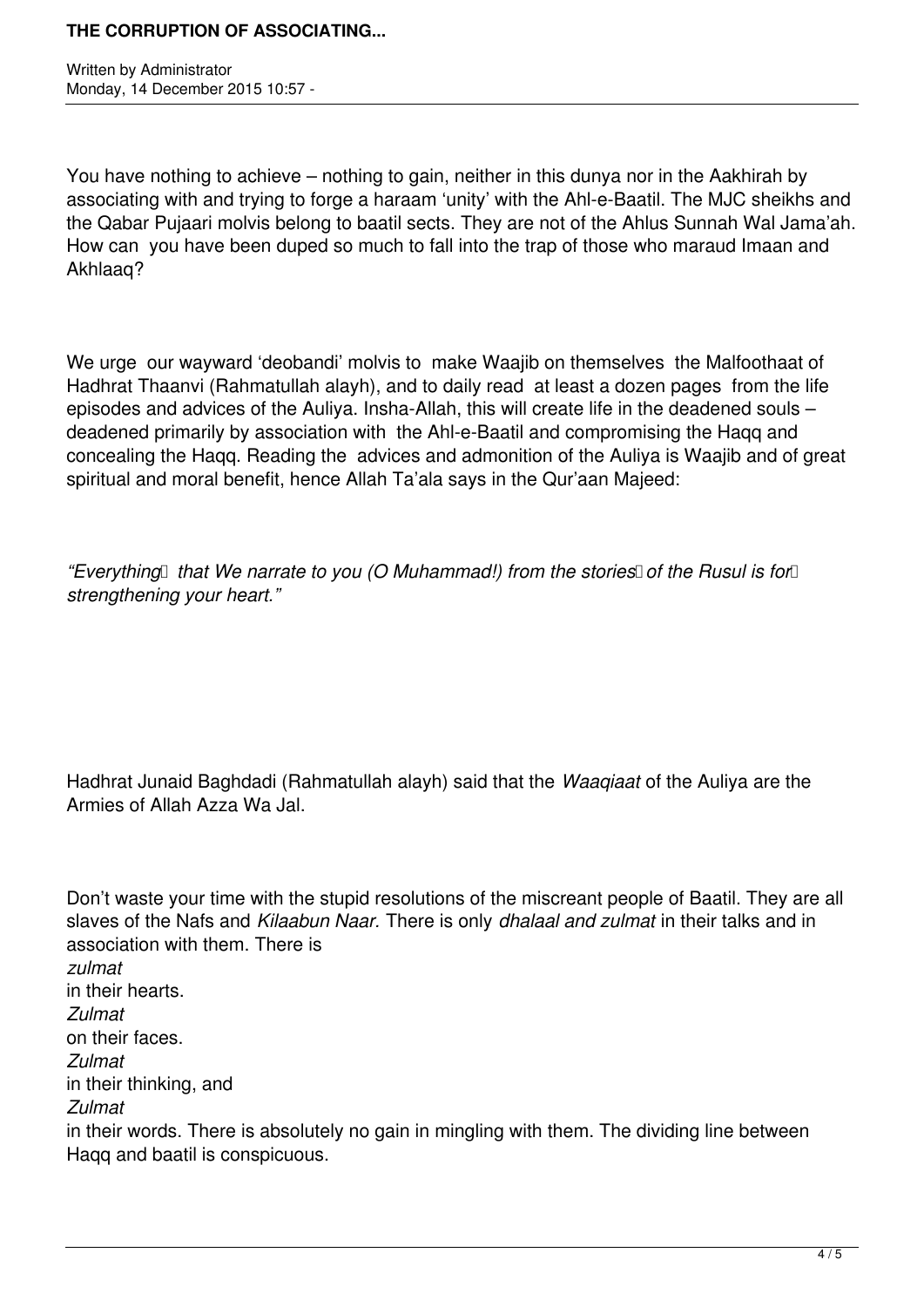You have nothing to achieve – nothing to gain, neither in this dunya nor in the Aakhirah by associating with and trying to forge a haraam 'unity' with the Ahl-e-Baatil. The MJC sheikhs and the Qabar Pujaari molvis belong to baatil sects. They are not of the Ahlus Sunnah Wal Jama'ah. How can you have been duped so much to fall into the trap of those who maraud Imaan and Akhlaaq?

We urge our wayward 'deobandi' molvis to make Waajib on themselves the Malfoothaat of Hadhrat Thaanvi (Rahmatullah alayh), and to daily read at least a dozen pages from the life episodes and advices of the Auliya. Insha-Allah, this will create life in the deadened souls – deadened primarily by association with the Ahl-e-Baatil and compromising the Haqq and concealing the Haqq. Reading the advices and admonition of the Auliya is Waajib and of great spiritual and moral benefit, hence Allah Ta'ala says in the Qur'aan Majeed:

*"Everything that We narrate to you (O Muhammad!) from the stories of the Rusul is for strengthening your heart."*

Hadhrat Junaid Baghdadi (Rahmatullah alayh) said that the *Waaqiaat* of the Auliya are the Armies of Allah Azza Wa Jal.

Don't waste your time with the stupid resolutions of the miscreant people of Baatil. They are all slaves of the Nafs and *Kilaabun Naar.* There is only *dhalaal and zulmat* in their talks and in association with them. There is *zulmat* in their hearts. *Zulmat* on their faces. *Zulmat* in their thinking, and *Zulmat* in their words. There is absolutely no gain in mingling with them. The dividing line between Haqq and baatil is conspicuous.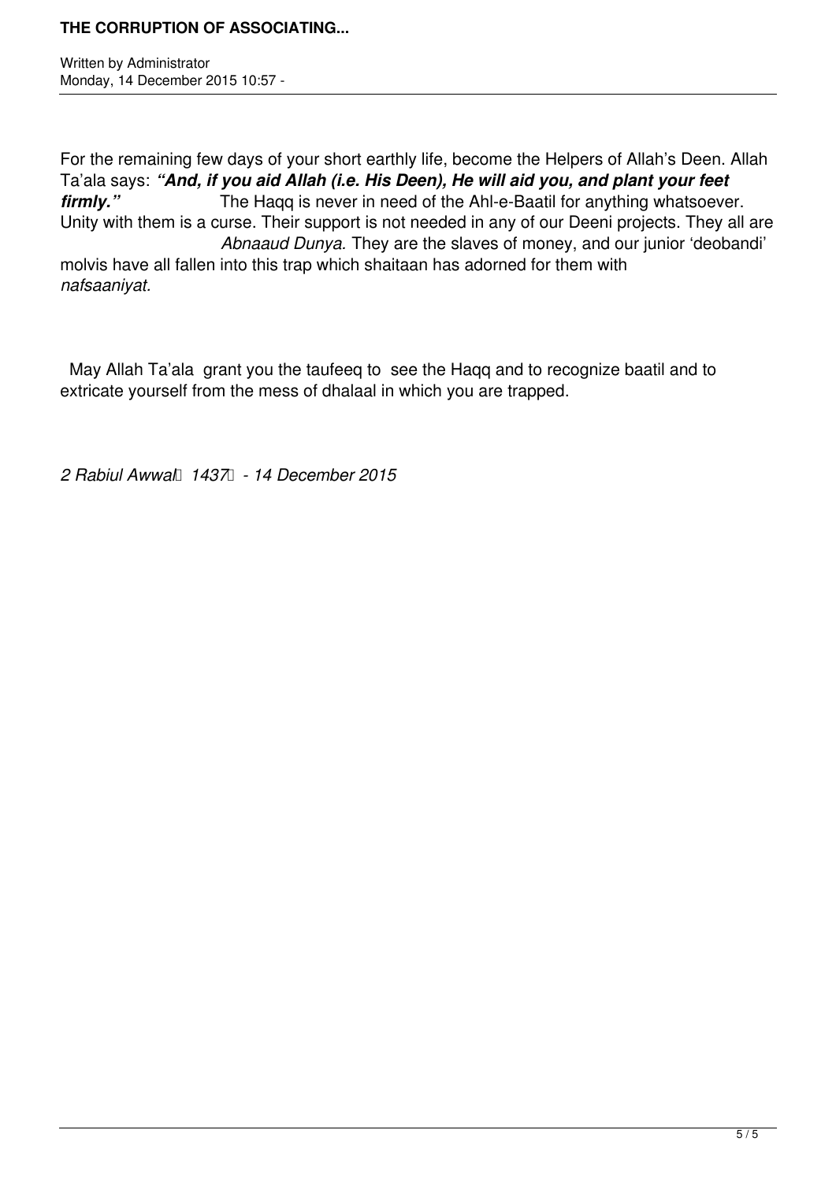For the remaining few days of your short earthly life, become the Helpers of Allah's Deen. Allah Ta'ala says: ***"And, if you aid Allah (i.e. His Deen), He will aid you, and plant your feet firmly."*** The Haqq is never in need of the Ahl-e-Baatil for anything whatsoever. Unity with them is a curse. Their support is not needed in any of our Deeni projects. They all are *Abnaaud Dunya.* They are the slaves of money, and our junior 'deobandi' molvis have all fallen into this trap which shaitaan has adorned for them with *nafsaaniyat*.

May Allah Ta'ala grant you the taufeeq to see the Haqq and to recognize baatil and to extricate yourself from the mess of dhalaal in which you are trapped.

*2 Rabiul Awwal 1437 - 14 December 2015*